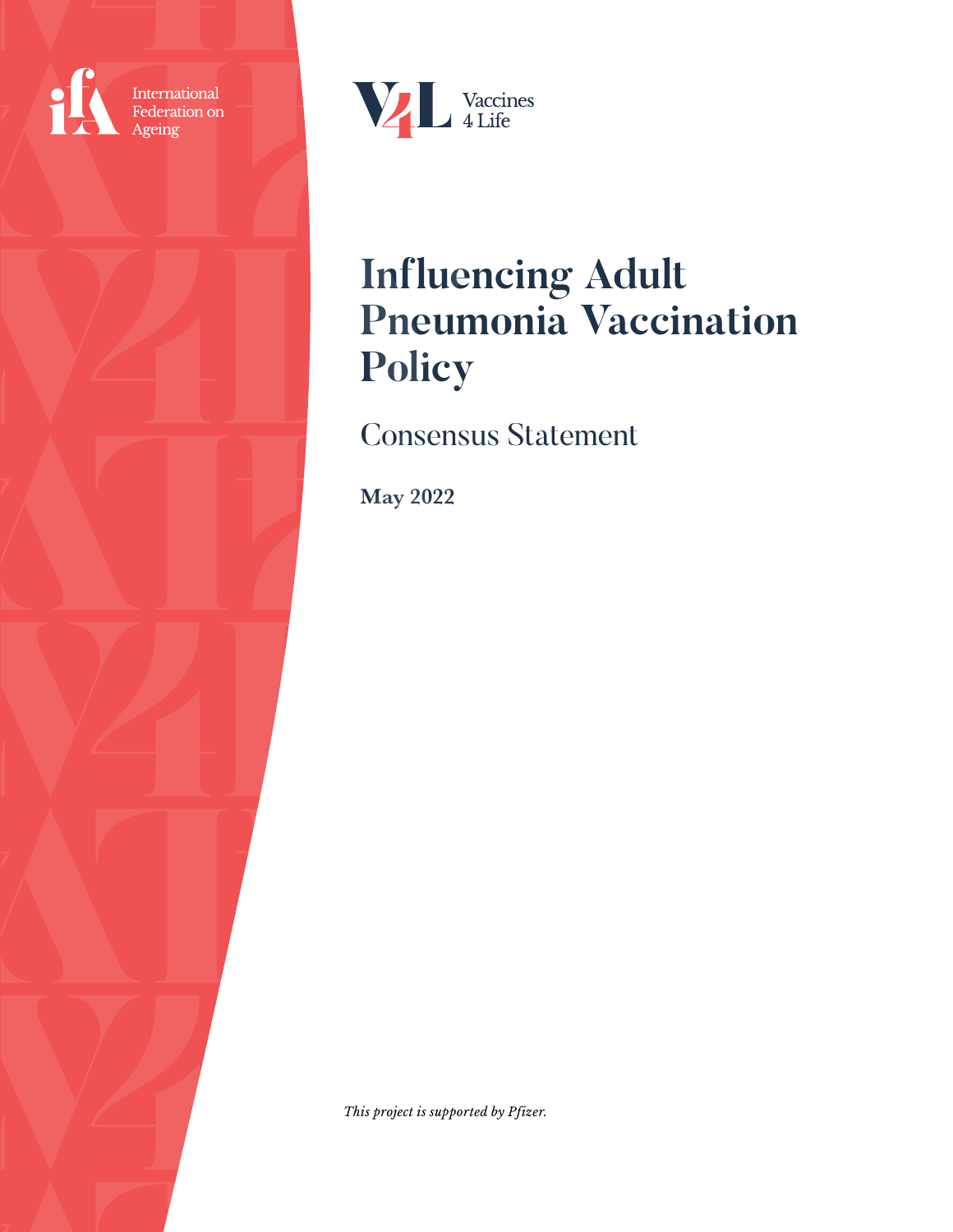International Federation on Ageing

Vaccines 4 Life

# Influencing Adult Pneumonia Vaccination Policy

## Consensus Statement

**May 2022**

*This project is supported by Pfizer.*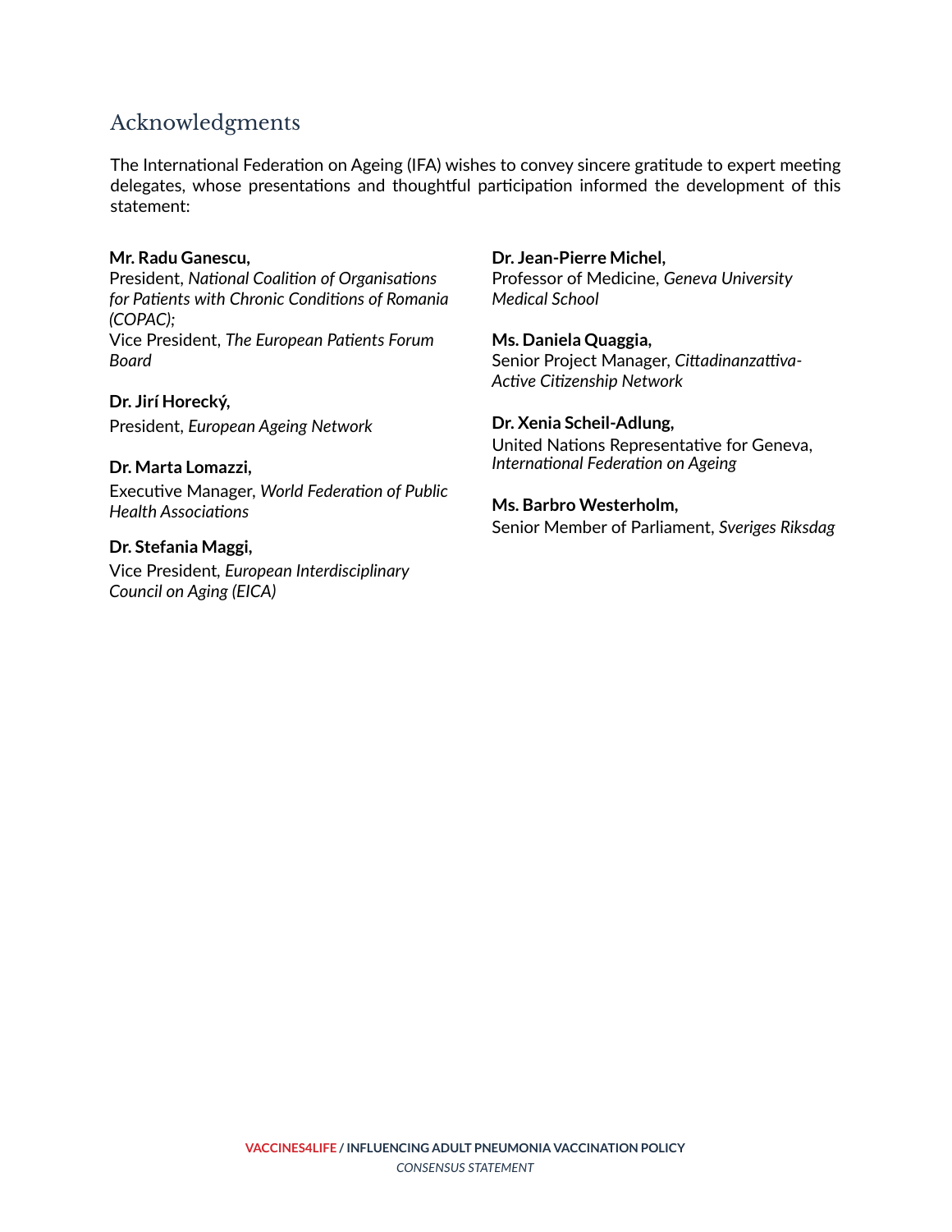## Acknowledgments

The International Federation on Ageing (IFA) wishes to convey sincere gratitude to expert meeting delegates, whose presentations and thoughtful participation informed the development of this statement:

**Mr. Radu Ganescu,**
President, *National Coalition of Organisations for Patients with Chronic Conditions of Romania (COPAC);*
Vice President, *The European Patients Forum Board*

**Dr. Jirí Horecký,**
President, *European Ageing Network*

**Dr. Marta Lomazzi,**
Executive Manager, *World Federation of Public Health Associations*

**Dr. Stefania Maggi,**
Vice President, *European Interdisciplinary Council on Aging (EICA)*

**Dr. Jean-Pierre Michel,**
Professor of Medicine, *Geneva University Medical School*

**Ms. Daniela Quaggia,**
Senior Project Manager, *Cittadinanzattiva-Active Citizenship Network*

**Dr. Xenia Scheil-Adlung,**
United Nations Representative for Geneva, *International Federation on Ageing*

**Ms. Barbro Westerholm,**
Senior Member of Parliament, *Sveriges Riksdag*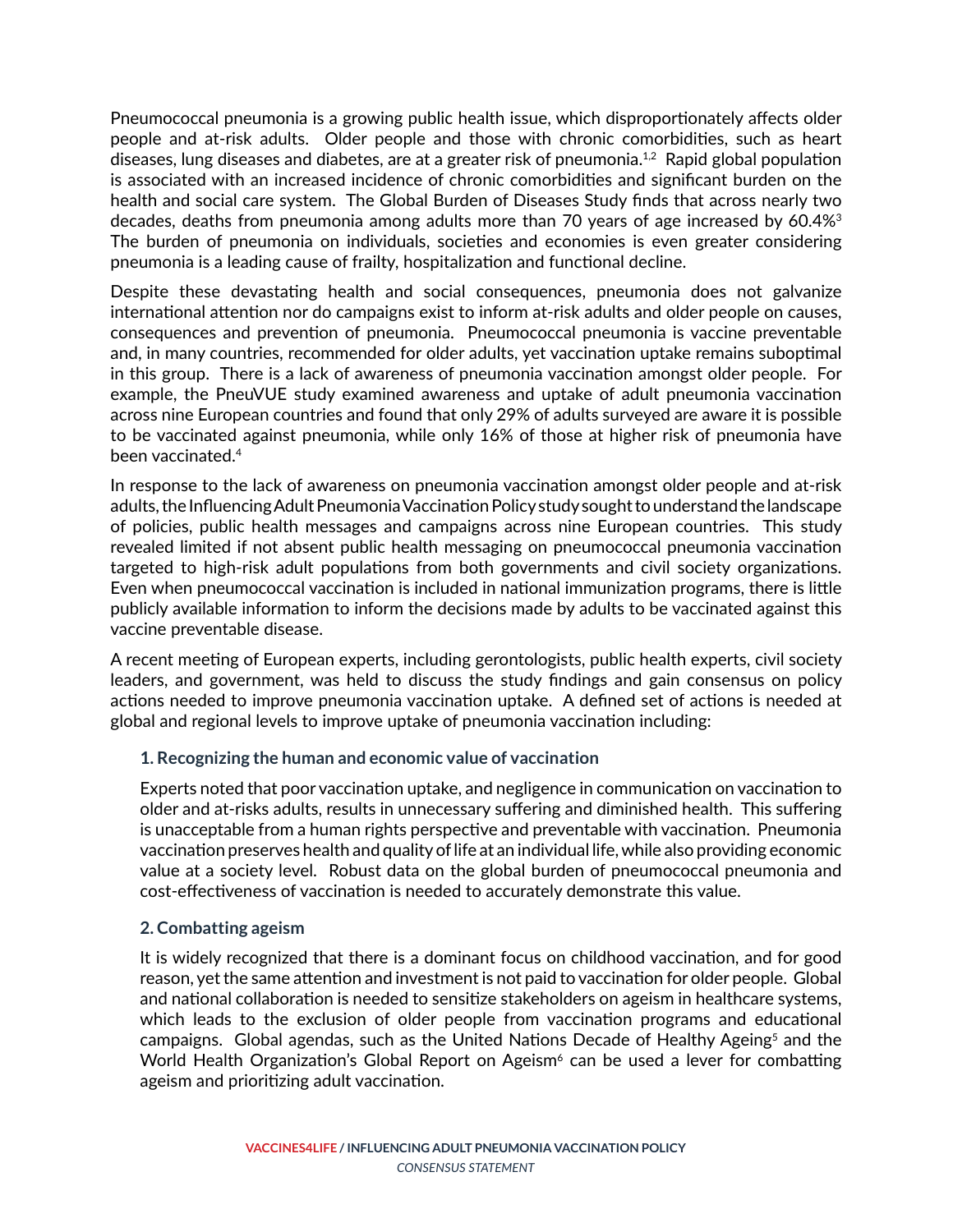Pneumococcal pneumonia is a growing public health issue, which disproportionately affects older people and at-risk adults. Older people and those with chronic comorbidities, such as heart diseases, lung diseases and diabetes, are at a greater risk of pneumonia.[1,2] Rapid global population is associated with an increased incidence of chronic comorbidities and significant burden on the health and social care system. The Global Burden of Diseases Study finds that across nearly two decades, deaths from pneumonia among adults more than 70 years of age increased by 60.4%[3] The burden of pneumonia on individuals, societies and economies is even greater considering pneumonia is a leading cause of frailty, hospitalization and functional decline.

Despite these devastating health and social consequences, pneumonia does not galvanize international attention nor do campaigns exist to inform at-risk adults and older people on causes, consequences and prevention of pneumonia. Pneumococcal pneumonia is vaccine preventable and, in many countries, recommended for older adults, yet vaccination uptake remains suboptimal in this group. There is a lack of awareness of pneumonia vaccination amongst older people. For example, the PneuVUE study examined awareness and uptake of adult pneumonia vaccination across nine European countries and found that only 29% of adults surveyed are aware it is possible to be vaccinated against pneumonia, while only 16% of those at higher risk of pneumonia have been vaccinated.[4]

In response to the lack of awareness on pneumonia vaccination amongst older people and at-risk adults, the Influencing Adult Pneumonia Vaccination Policy study sought to understand the landscape of policies, public health messages and campaigns across nine European countries. This study revealed limited if not absent public health messaging on pneumococcal pneumonia vaccination targeted to high-risk adult populations from both governments and civil society organizations. Even when pneumococcal vaccination is included in national immunization programs, there is little publicly available information to inform the decisions made by adults to be vaccinated against this vaccine preventable disease.

A recent meeting of European experts, including gerontologists, public health experts, civil society leaders, and government, was held to discuss the study findings and gain consensus on policy actions needed to improve pneumonia vaccination uptake. A defined set of actions is needed at global and regional levels to improve uptake of pneumonia vaccination including:

### 1. Recognizing the human and economic value of vaccination

Experts noted that poor vaccination uptake, and negligence in communication on vaccination to older and at-risks adults, results in unnecessary suffering and diminished health. This suffering is unacceptable from a human rights perspective and preventable with vaccination. Pneumonia vaccination preserves health and quality of life at an individual life, while also providing economic value at a society level. Robust data on the global burden of pneumococcal pneumonia and cost-effectiveness of vaccination is needed to accurately demonstrate this value.

### 2. Combatting ageism

It is widely recognized that there is a dominant focus on childhood vaccination, and for good reason, yet the same attention and investment is not paid to vaccination for older people. Global and national collaboration is needed to sensitize stakeholders on ageism in healthcare systems, which leads to the exclusion of older people from vaccination programs and educational campaigns. Global agendas, such as the United Nations Decade of Healthy Ageing[5] and the World Health Organization's Global Report on Ageism[6] can be used a lever for combatting ageism and prioritizing adult vaccination.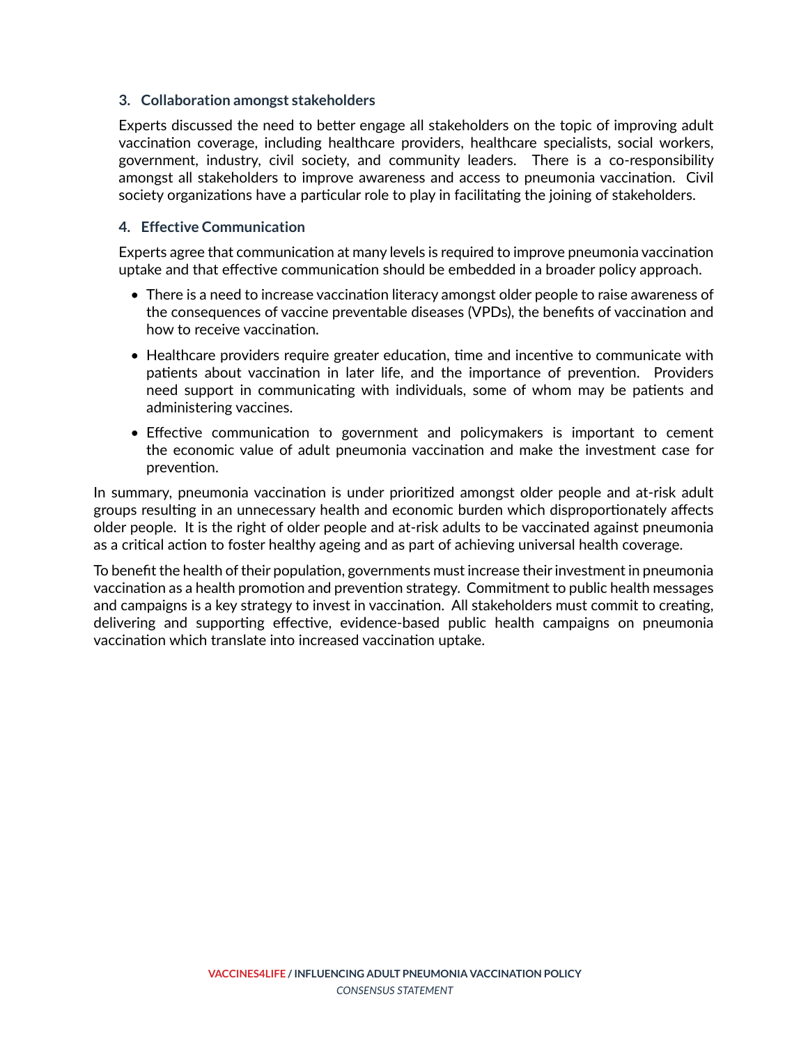### 3. Collaboration amongst stakeholders

Experts discussed the need to better engage all stakeholders on the topic of improving adult vaccination coverage, including healthcare providers, healthcare specialists, social workers, government, industry, civil society, and community leaders. There is a co-responsibility amongst all stakeholders to improve awareness and access to pneumonia vaccination. Civil society organizations have a particular role to play in facilitating the joining of stakeholders.

### 4. Effective Communication

Experts agree that communication at many levels is required to improve pneumonia vaccination uptake and that effective communication should be embedded in a broader policy approach.

- There is a need to increase vaccination literacy amongst older people to raise awareness of the consequences of vaccine preventable diseases (VPDs), the benefits of vaccination and how to receive vaccination.
- Healthcare providers require greater education, time and incentive to communicate with patients about vaccination in later life, and the importance of prevention. Providers need support in communicating with individuals, some of whom may be patients and administering vaccines.
- Effective communication to government and policymakers is important to cement the economic value of adult pneumonia vaccination and make the investment case for prevention.

In summary, pneumonia vaccination is under prioritized amongst older people and at-risk adult groups resulting in an unnecessary health and economic burden which disproportionately affects older people. It is the right of older people and at-risk adults to be vaccinated against pneumonia as a critical action to foster healthy ageing and as part of achieving universal health coverage.

To benefit the health of their population, governments must increase their investment in pneumonia vaccination as a health promotion and prevention strategy. Commitment to public health messages and campaigns is a key strategy to invest in vaccination. All stakeholders must commit to creating, delivering and supporting effective, evidence-based public health campaigns on pneumonia vaccination which translate into increased vaccination uptake.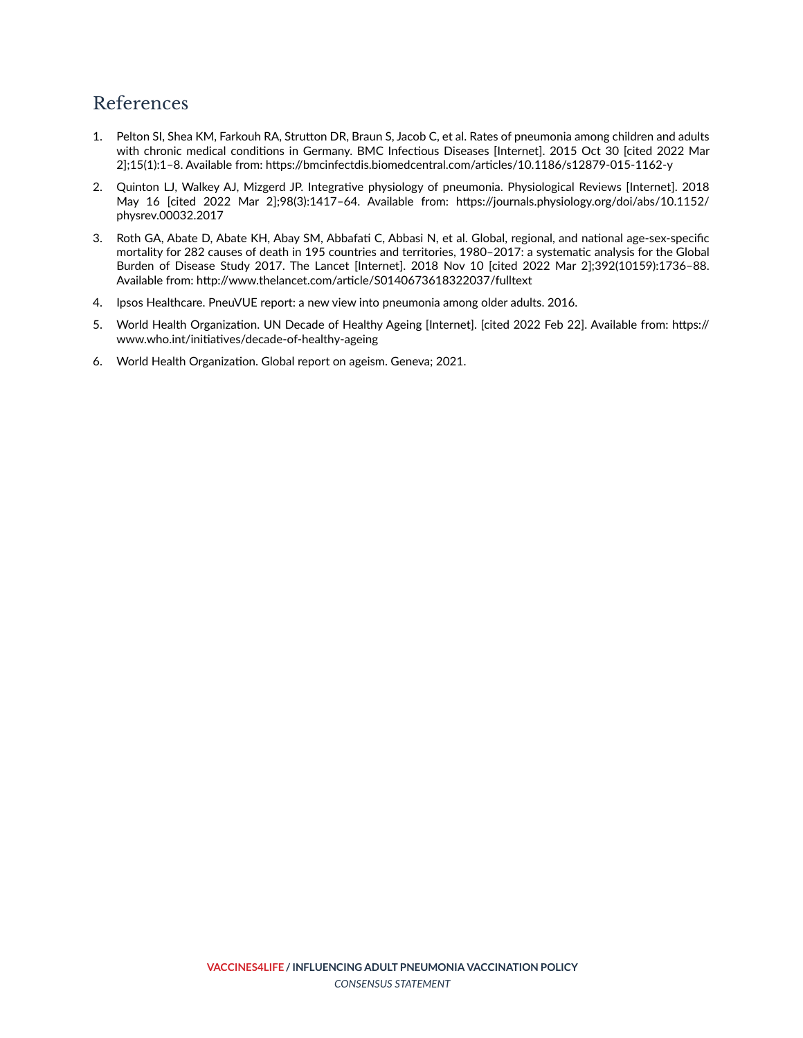## References

1. Pelton SI, Shea KM, Farkouh RA, Strutton DR, Braun S, Jacob C, et al. Rates of pneumonia among children and adults with chronic medical conditions in Germany. BMC Infectious Diseases [Internet]. 2015 Oct 30 [cited 2022 Mar 2];15(1):1–8. Available from: https://bmcinfectdis.biomedcentral.com/articles/10.1186/s12879-015-1162-y

2. Quinton LJ, Walkey AJ, Mizgerd JP. Integrative physiology of pneumonia. Physiological Reviews [Internet]. 2018 May 16 [cited 2022 Mar 2];98(3):1417–64. Available from: https://journals.physiology.org/doi/abs/10.1152/physrev.00032.2017

3. Roth GA, Abate D, Abate KH, Abay SM, Abbafati C, Abbasi N, et al. Global, regional, and national age-sex-specific mortality for 282 causes of death in 195 countries and territories, 1980–2017: a systematic analysis for the Global Burden of Disease Study 2017. The Lancet [Internet]. 2018 Nov 10 [cited 2022 Mar 2];392(10159):1736–88. Available from: http://www.thelancet.com/article/S0140673618322037/fulltext

4. Ipsos Healthcare. PneuVUE report: a new view into pneumonia among older adults. 2016.

5. World Health Organization. UN Decade of Healthy Ageing [Internet]. [cited 2022 Feb 22]. Available from: https://www.who.int/initiatives/decade-of-healthy-ageing

6. World Health Organization. Global report on ageism. Geneva; 2021.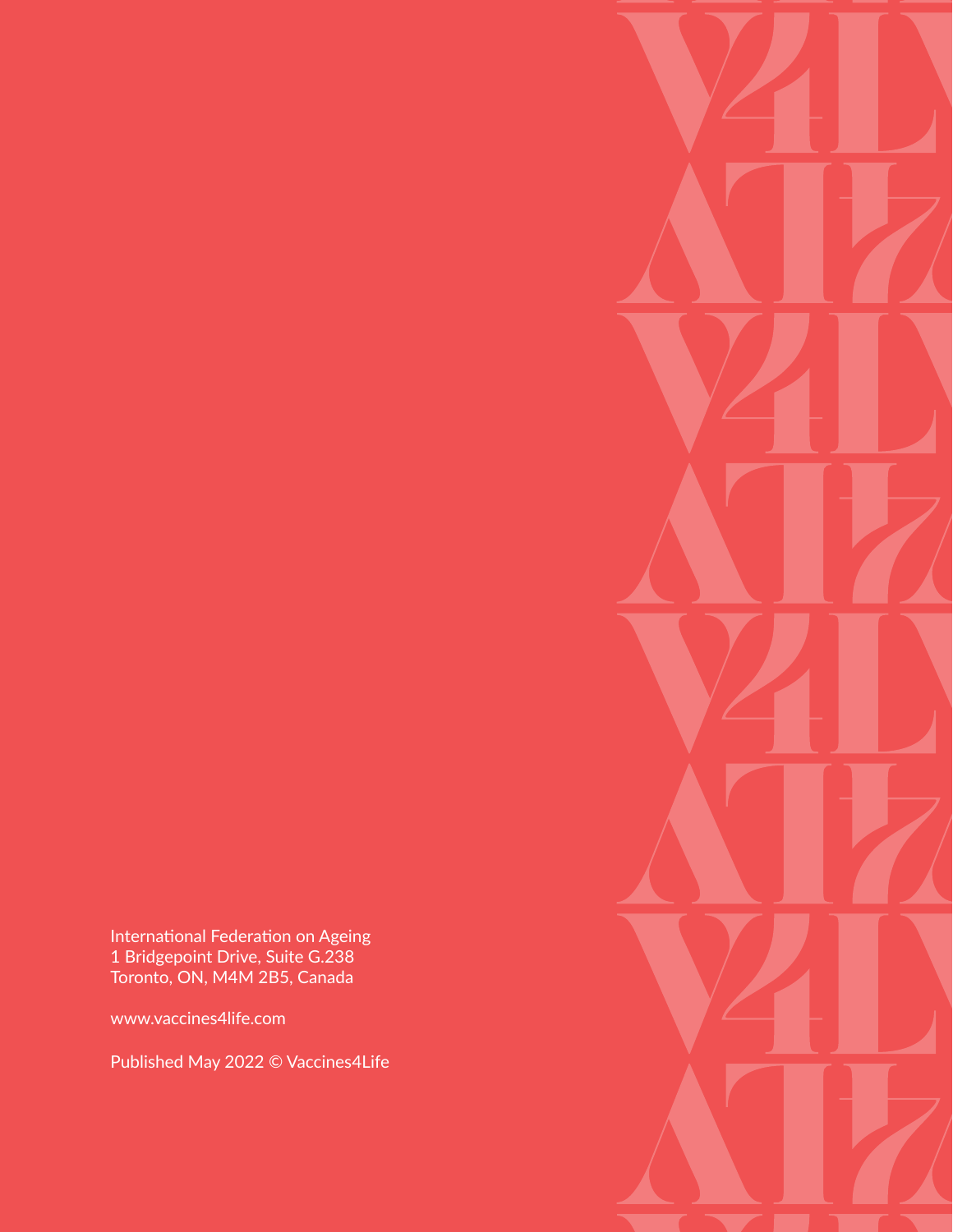International Federation on Ageing
1 Bridgepoint Drive, Suite G.238
Toronto, ON, M4M 2B5, Canada

www.vaccines4life.com

Published May 2022 © Vaccines4Life